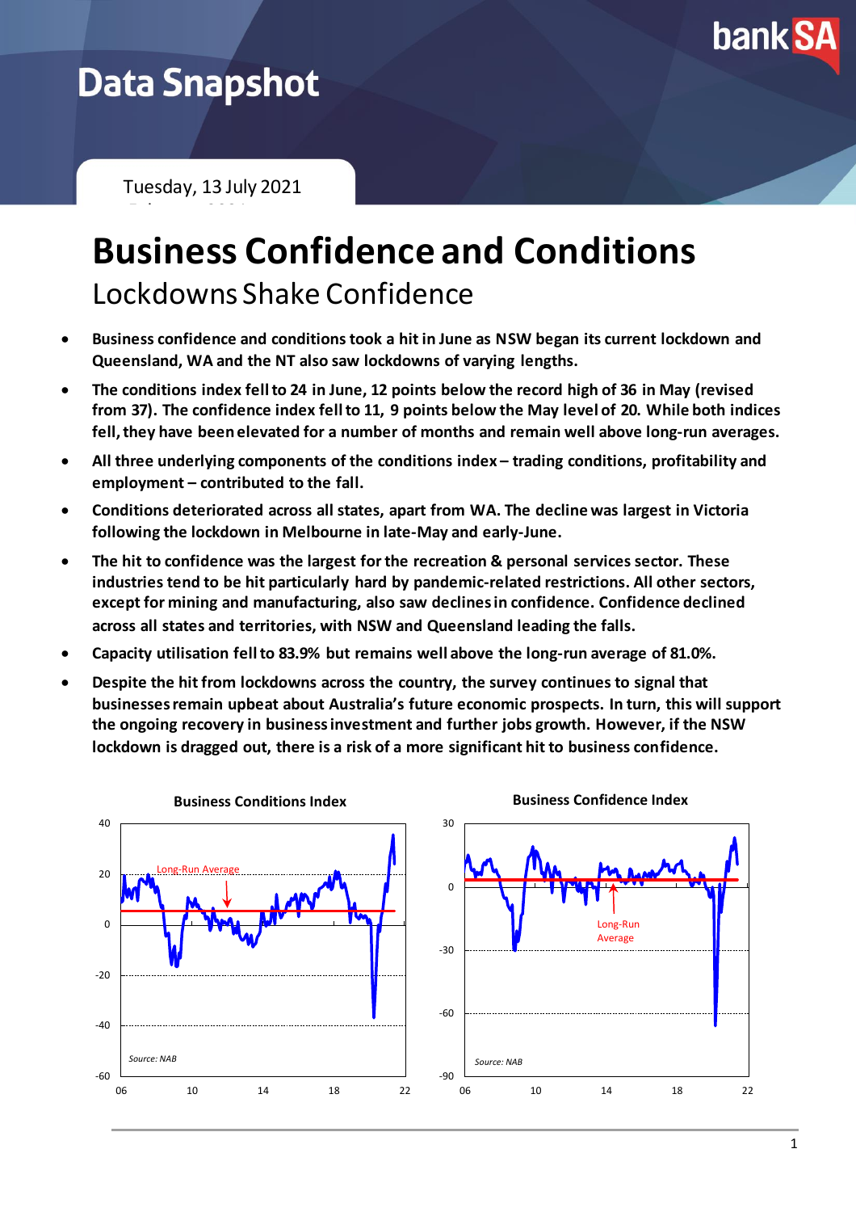Data Snapshot

Tuesday, 13 July 2021

# Business Confidence and Conditions

## Lockdowns Shake Confidence

- **Business confidence and conditions took a hit in June as NSW began its current lockdown and Queensland, WA and the NT also saw lockdowns of varying lengths.**
- **The conditions index fell to 24 in June, 12 points below the record high of 36 in May (revised from 37). The confidence index fell to 11, 9 points below the May level of 20. While both indices fell, they have been elevated for a number of months and remain well above long-run averages.**
- **All three underlying components of the conditions index – trading conditions, profitability and employment – contributed to the fall.**
- **Conditions deteriorated across all states, apart from WA. The decline was largest in Victoria following the lockdown in Melbourne in late-May and early-June.**
- **The hit to confidence was the largest for the recreation & personal services sector. These industries tend to be hit particularly hard by pandemic-related restrictions. All other sectors, except for mining and manufacturing, also saw declines in confidence. Confidence declined across all states and territories, with NSW and Queensland leading the falls.**
- **Capacity utilisation fell to 83.9% but remains well above the long-run average of 81.0%.**
- **Despite the hit from lockdowns across the country, the survey continues to signal that businesses remain upbeat about Australia's future economic prospects. In turn, this will support the ongoing recovery in business investment and further jobs growth. However, if the NSW lockdown is dragged out, there is a risk of a more significant hit to business confidence.**

**Business Conditions Index**

Long-Run Average

Source: NAB

**Business Confidence Index**

Long-Run Average

Source: NAB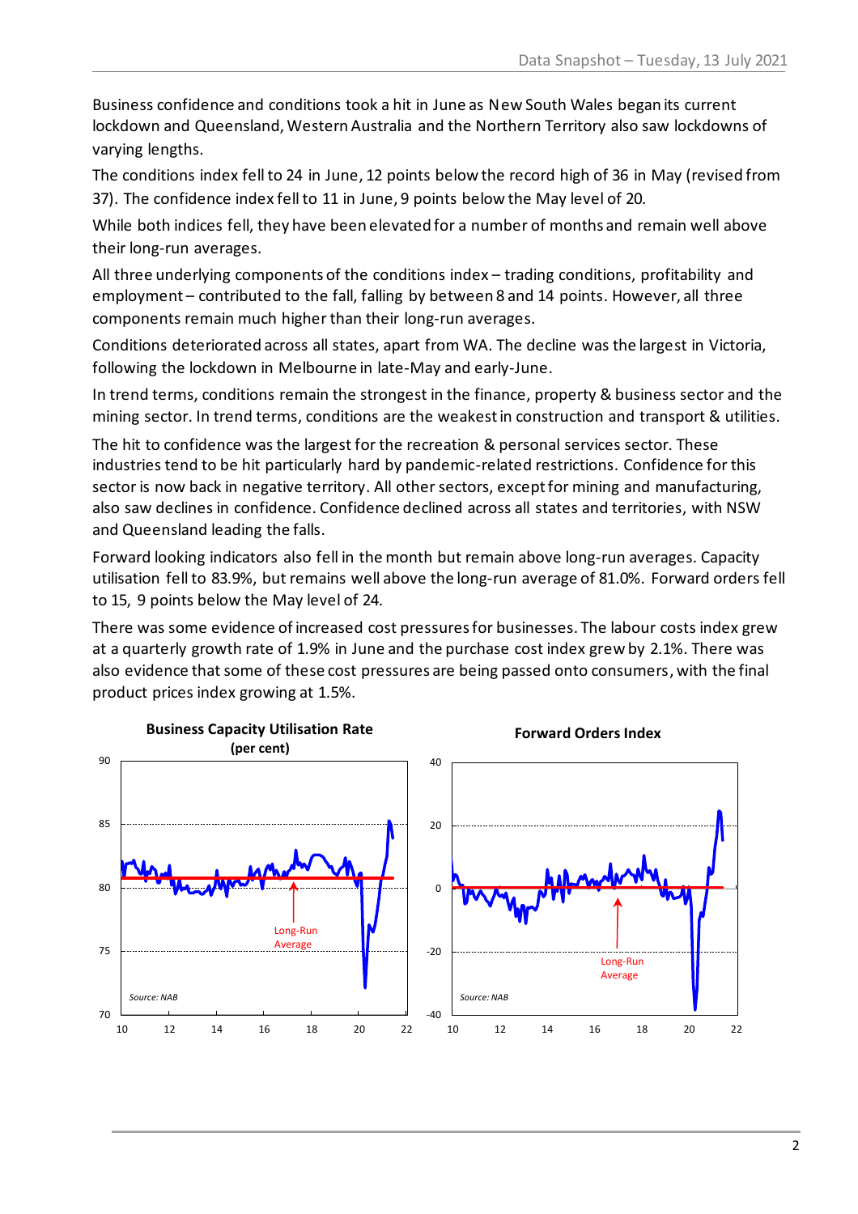Business confidence and conditions took a hit in June as New South Wales began its current lockdown and Queensland, Western Australia and the Northern Territory also saw lockdowns of varying lengths.

The conditions index fell to 24 in June, 12 points below the record high of 36 in May (revised from 37). The confidence index fell to 11 in June, 9 points below the May level of 20.

While both indices fell, they have been elevated for a number of months and remain well above their long-run averages.

All three underlying components of the conditions index – trading conditions, profitability and employment – contributed to the fall, falling by between 8 and 14 points. However, all three components remain much higher than their long-run averages.

Conditions deteriorated across all states, apart from WA. The decline was the largest in Victoria, following the lockdown in Melbourne in late-May and early-June.

In trend terms, conditions remain the strongest in the finance, property & business sector and the mining sector. In trend terms, conditions are the weakest in construction and transport & utilities.

The hit to confidence was the largest for the recreation & personal services sector. These industries tend to be hit particularly hard by pandemic-related restrictions. Confidence for this sector is now back in negative territory. All other sectors, except for mining and manufacturing, also saw declines in confidence. Confidence declined across all states and territories, with NSW and Queensland leading the falls.

Forward looking indicators also fell in the month but remain above long-run averages. Capacity utilisation fell to 83.9%, but remains well above the long-run average of 81.0%. Forward orders fell to 15, 9 points below the May level of 24.

There was some evidence of increased cost pressures for businesses. The labour costs index grew at a quarterly growth rate of 1.9% in June and the purchase cost index grew by 2.1%. There was also evidence that some of these cost pressures are being passed onto consumers, with the final product prices index growing at 1.5%.

**Business Capacity Utilisation Rate (per cent)**

**Forward Orders Index**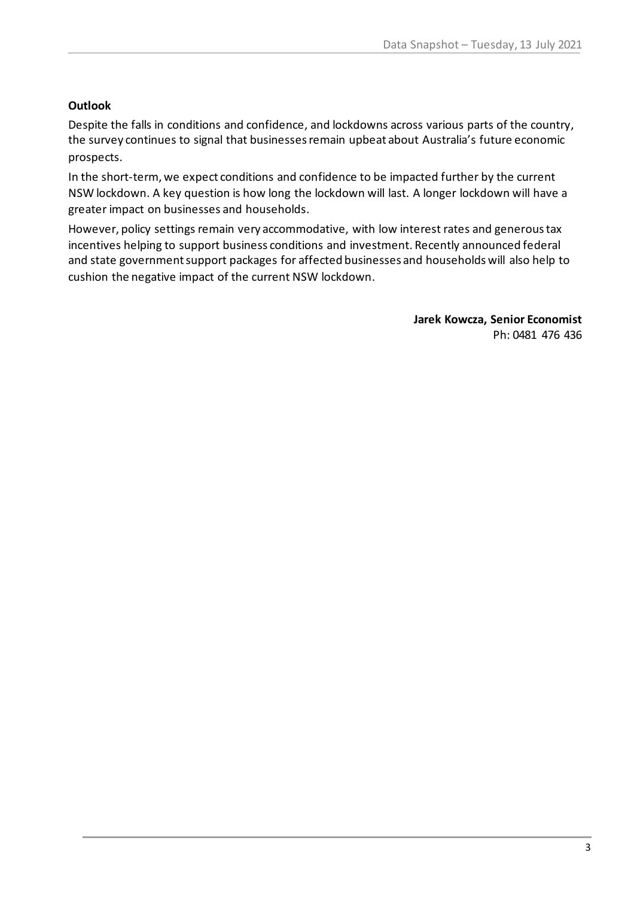**Outlook**

Despite the falls in conditions and confidence, and lockdowns across various parts of the country, the survey continues to signal that businesses remain upbeat about Australia's future economic prospects.

In the short-term, we expect conditions and confidence to be impacted further by the current NSW lockdown. A key question is how long the lockdown will last. A longer lockdown will have a greater impact on businesses and households.

However, policy settings remain very accommodative, with low interest rates and generous tax incentives helping to support business conditions and investment. Recently announced federal and state government support packages for affected businesses and households will also help to cushion the negative impact of the current NSW lockdown.

**Jarek Kowcza, Senior Economist**
Ph: 0481 476 436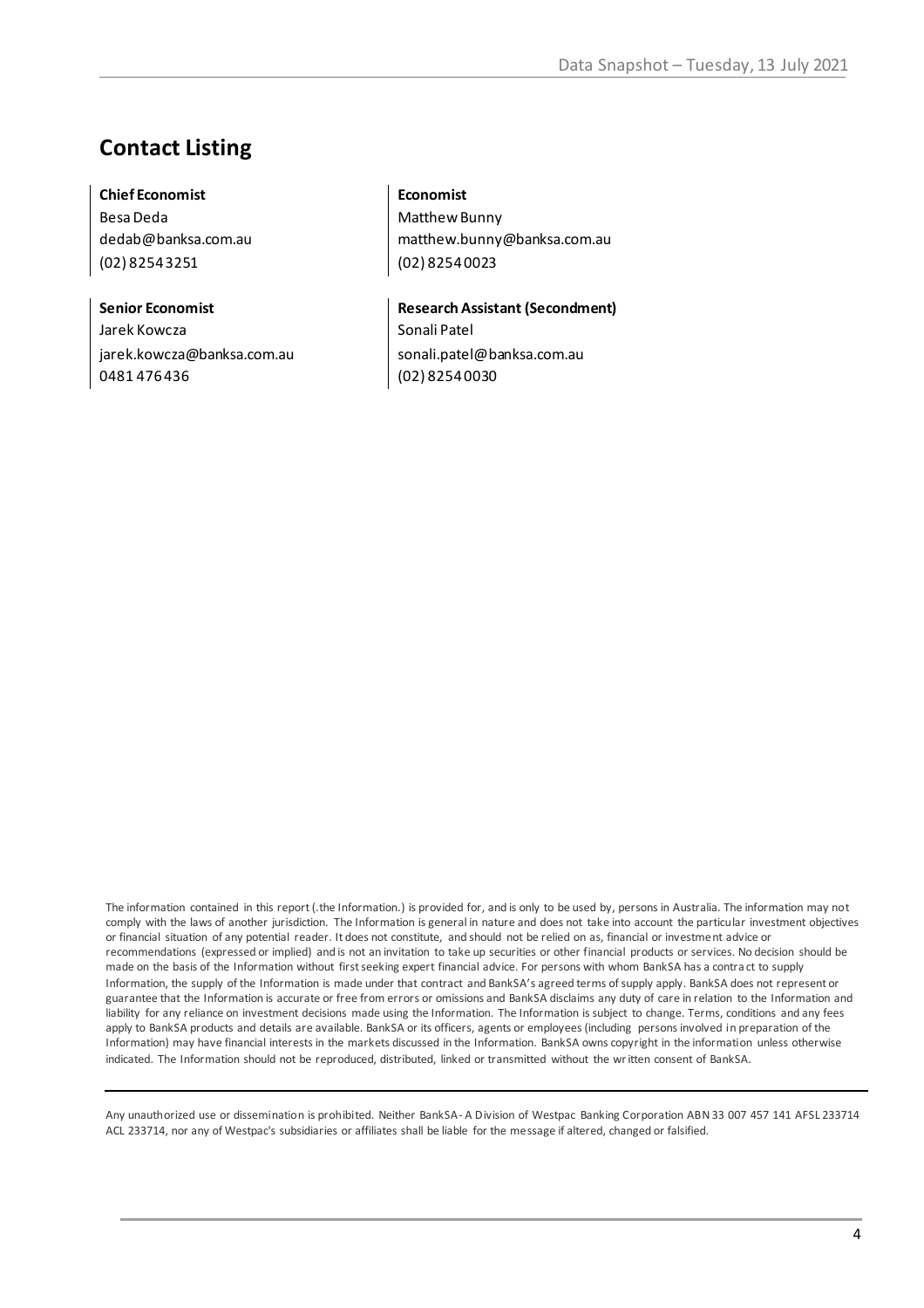## Contact Listing

**Chief Economist**
Besa Deda
dedab@banksa.com.au
(02) 8254 3251

**Senior Economist**
Jarek Kowcza
jarek.kowcza@banksa.com.au
0481 476 436

**Economist**
Matthew Bunny
matthew.bunny@banksa.com.au
(02) 8254 0023

**Research Assistant (Secondment)**
Sonali Patel
sonali.patel@banksa.com.au
(02) 8254 0030

The information contained in this report (.the Information.) is provided for, and is only to be used by, persons in Australia. The information may not comply with the laws of another jurisdiction. The Information is general in nature and does not take into account the particular investment objectives or financial situation of any potential reader. It does not constitute, and should not be relied on as, financial or investment advice or recommendations (expressed or implied) and is not an invitation to take up securities or other financial products or services. No decision should be made on the basis of the Information without first seeking expert financial advice. For persons with whom BankSA has a contract to supply Information, the supply of the Information is made under that contract and BankSA's agreed terms of supply apply. BankSA does not represent or guarantee that the Information is accurate or free from errors or omissions and BankSA disclaims any duty of care in relation to the Information and liability for any reliance on investment decisions made using the Information. The Information is subject to change. Terms, conditions and any fees apply to BankSA products and details are available. BankSA or its officers, agents or employees (including persons involved in preparation of the Information) may have financial interests in the markets discussed in the Information. BankSA owns copyright in the information unless otherwise indicated. The Information should not be reproduced, distributed, linked or transmitted without the written consent of BankSA.

Any unauthorized use or dissemination is prohibited. Neither BankSA - A Division of Westpac Banking Corporation ABN 33 007 457 141 AFSL 233714 ACL 233714, nor any of Westpac's subsidiaries or affiliates shall be liable for the message if altered, changed or falsified.